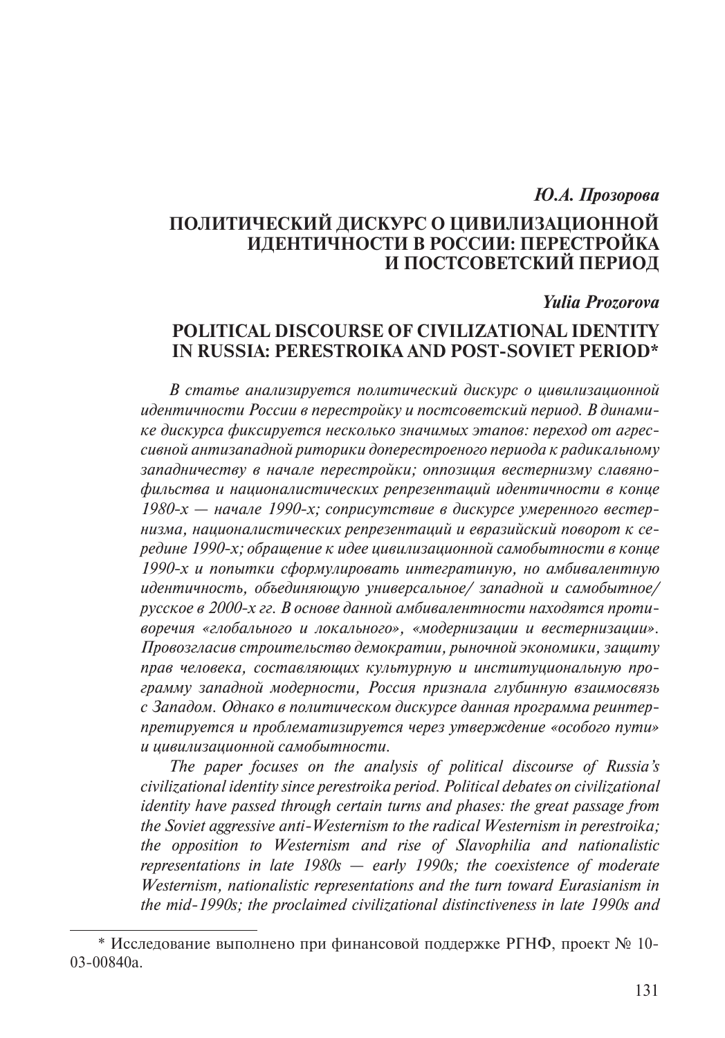*Ю.А. Прозорова*

# ПОЛИТИЧЕСКИЙ ДИСКУРС О ЦИВИЛИЗАЦИОННОЙ ИДЕНТИЧНОСТИ В РОССИИ: ПЕРЕСТРОЙКА И ПОСТСОВЕТСКИЙ ПЕРИОД

*Yulia Prozorova*

# POLITICAL DISCOURSE OF CIVILIZATIONAL IDENTITY IN RUSSIA: PERESTROIKA AND POST-SOVIET PERIOD*

*В статье анализируется политический дискурс о цивилизационной идентичности России в перестройку и постсоветский период. В динамике дискурса фиксируется несколько значимых этапов: переход от агрессивной антизападной риторики доперестроеного периода к радикальному западничеству в начале перестройки; оппозиция вестернизму славянофильства и националистических репрезентаций идентичности в конце 1980-х — начале 1990-х; соприсутствие в дискурсе умеренного вестернизма, националистических репрезентаций и евразийский поворот к середине 1990-х; обращение к идее цивилизационной самобытности в конце 1990-х и попытки сформулировать интегратиную, но амбивалентную идентичность, объединяющую универсальное/ западной и самобытное/ русское в 2000-х гг. В основе данной амбивалентности находятся противоречия «глобального и локального», «модернизации и вестернизации». Провозгласив строительство демократии, рыночной экономики, защиту прав человека, составляющих культурную и институциональную программу западной модерности, Россия признала глубинную взаимосвязь с Западом. Однако в политическом дискурсе данная программа реинтерпретируется и проблематизируется через утверждение «особого пути» и цивилизационной самобытности.*

*The paper focuses on the analysis of political discourse of Russia's civilizational identity since perestroika period. Political debates on civilizational identity have passed through certain turns and phases: the great passage from the Soviet aggressive anti-Westernism to the radical Westernism in perestroika; the opposition to Westernism and rise of Slavophilia and nationalistic representations in late 1980s — early 1990s; the coexistence of moderate Westernism, nationalistic representations and the turn toward Eurasianism in the mid-1990s; the proclaimed civilizational distinctiveness in late 1990s and*

---

\* Исследование выполнено при финансовой поддержке РГНФ, проект № 10-03-00840а.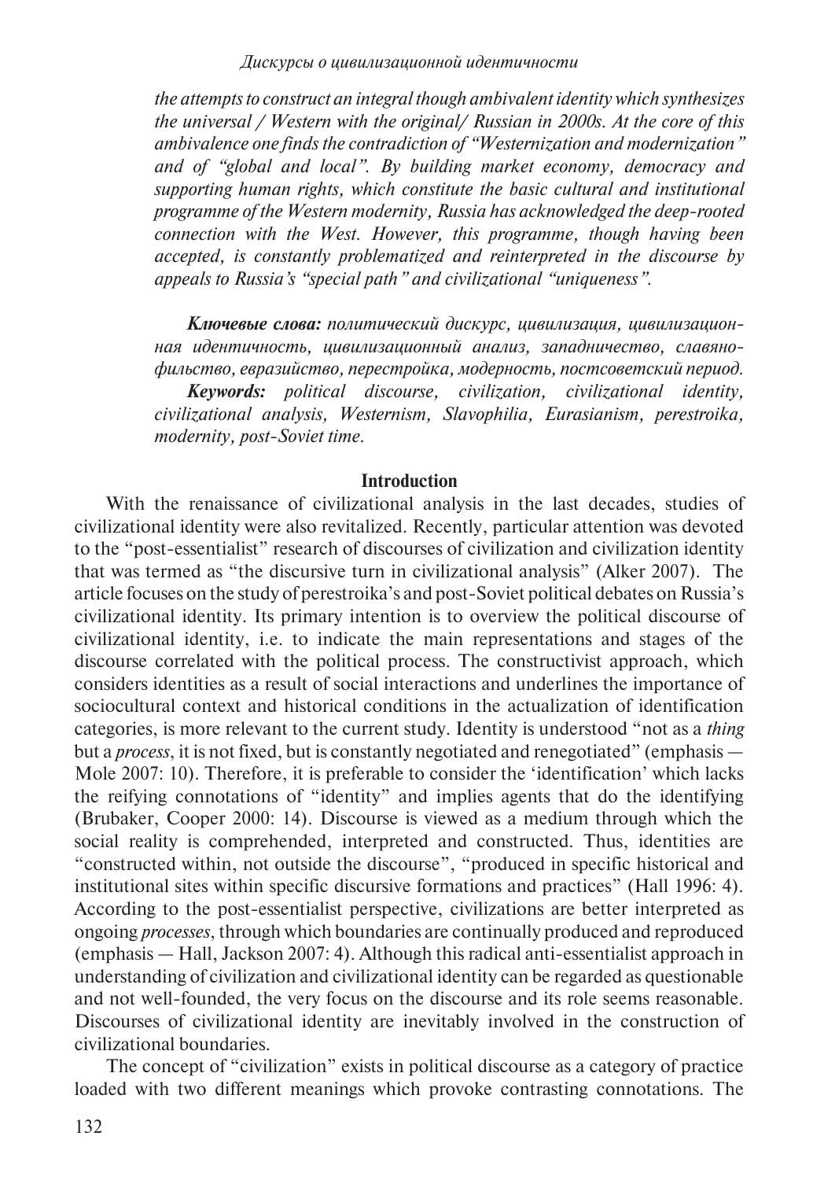*the attempts to construct an integral though ambivalent identity which synthesizes the universal / Western with the original/ Russian in 2000s. At the core of this ambivalence one finds the contradiction of "Westernization and modernization" and of "global and local". By building market economy, democracy and supporting human rights, which constitute the basic cultural and institutional programme of the Western modernity, Russia has acknowledged the deep-rooted connection with the West. However, this programme, though having been accepted, is constantly problematized and reinterpreted in the discourse by appeals to Russia's "special path" and civilizational "uniqueness".*

***Ключевые слова:*** *политический дискурс, цивилизация, цивилизационная идентичность, цивилизационный анализ, западничество, славянофильство, евразийство, перестройка, модерность, постсоветский период.*

***Keywords:*** *political discourse, civilization, civilizational identity, civilizational analysis, Westernism, Slavophilia, Eurasianism, perestroika, modernity, post-Soviet time.*

## Introduction

With the renaissance of civilizational analysis in the last decades, studies of civilizational identity were also revitalized. Recently, particular attention was devoted to the "post-essentialist" research of discourses of civilization and civilization identity that was termed as "the discursive turn in civilizational analysis" (Alker 2007). The article focuses on the study of perestroika's and post-Soviet political debates on Russia's civilizational identity. Its primary intention is to overview the political discourse of civilizational identity, i.e. to indicate the main representations and stages of the discourse correlated with the political process. The constructivist approach, which considers identities as a result of social interactions and underlines the importance of sociocultural context and historical conditions in the actualization of identification categories, is more relevant to the current study. Identity is understood "not as a *thing* but a *process*, it is not fixed, but is constantly negotiated and renegotiated" (emphasis — Mole 2007: 10). Therefore, it is preferable to consider the 'identification' which lacks the reifying connotations of "identity" and implies agents that do the identifying (Brubaker, Cooper 2000: 14). Discourse is viewed as a medium through which the social reality is comprehended, interpreted and constructed. Thus, identities are "constructed within, not outside the discourse", "produced in specific historical and institutional sites within specific discursive formations and practices" (Hall 1996: 4). According to the post-essentialist perspective, civilizations are better interpreted as ongoing *processes*, through which boundaries are continually produced and reproduced (emphasis — Hall, Jackson 2007: 4). Although this radical anti-essentialist approach in understanding of civilization and civilizational identity can be regarded as questionable and not well-founded, the very focus on the discourse and its role seems reasonable. Discourses of civilizational identity are inevitably involved in the construction of civilizational boundaries.

The concept of "civilization" exists in political discourse as a category of practice loaded with two different meanings which provoke contrasting connotations. The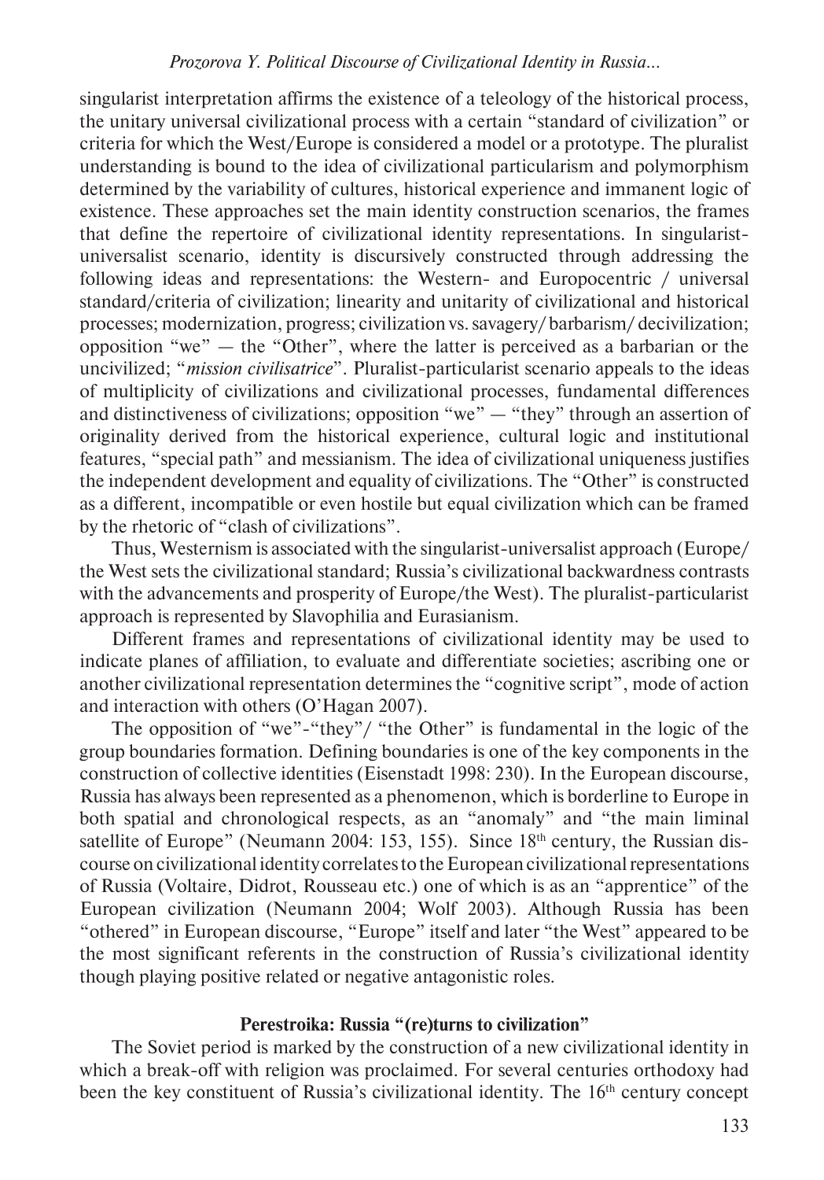singularist interpretation affirms the existence of a teleology of the historical process, the unitary universal civilizational process with a certain "standard of civilization" or criteria for which the West/Europe is considered a model or a prototype. The pluralist understanding is bound to the idea of civilizational particularism and polymorphism determined by the variability of cultures, historical experience and immanent logic of existence. These approaches set the main identity construction scenarios, the frames that define the repertoire of civilizational identity representations. In singularist-universalist scenario, identity is discursively constructed through addressing the following ideas and representations: the Western- and Europocentric / universal standard/criteria of civilization; linearity and unitarity of civilizational and historical processes; modernization, progress; civilization vs. savagery/ barbarism/ decivilization; opposition "we" — the "Other", where the latter is perceived as a barbarian or the uncivilized; "*mission civilisatrice*". Pluralist-particularist scenario appeals to the ideas of multiplicity of civilizations and civilizational processes, fundamental differences and distinctiveness of civilizations; opposition "we" — "they" through an assertion of originality derived from the historical experience, cultural logic and institutional features, "special path" and messianism. The idea of civilizational uniqueness justifies the independent development and equality of civilizations. The "Other" is constructed as a different, incompatible or even hostile but equal civilization which can be framed by the rhetoric of "clash of civilizations".

Thus, Westernism is associated with the singularist-universalist approach (Europe/ the West sets the civilizational standard; Russia's civilizational backwardness contrasts with the advancements and prosperity of Europe/the West). The pluralist-particularist approach is represented by Slavophilia and Eurasianism.

Different frames and representations of civilizational identity may be used to indicate planes of affiliation, to evaluate and differentiate societies; ascribing one or another civilizational representation determines the "cognitive script", mode of action and interaction with others (O'Hagan 2007).

The opposition of "we"-"they"/ "the Other" is fundamental in the logic of the group boundaries formation. Defining boundaries is one of the key components in the construction of collective identities (Eisenstadt 1998: 230). In the European discourse, Russia has always been represented as a phenomenon, which is borderline to Europe in both spatial and chronological respects, as an "anomaly" and "the main liminal satellite of Europe" (Neumann 2004: 153, 155). Since 18th century, the Russian discourse on civilizational identity correlates to the European civilizational representations of Russia (Voltaire, Didrot, Rousseau etc.) one of which is as an "apprentice" of the European civilization (Neumann 2004; Wolf 2003). Although Russia has been "othered" in European discourse, "Europe" itself and later "the West" appeared to be the most significant referents in the construction of Russia's civilizational identity though playing positive related or negative antagonistic roles.

## Perestroika: Russia "(re)turns to civilization"

The Soviet period is marked by the construction of a new civilizational identity in which a break-off with religion was proclaimed. For several centuries orthodoxy had been the key constituent of Russia's civilizational identity. The 16th century concept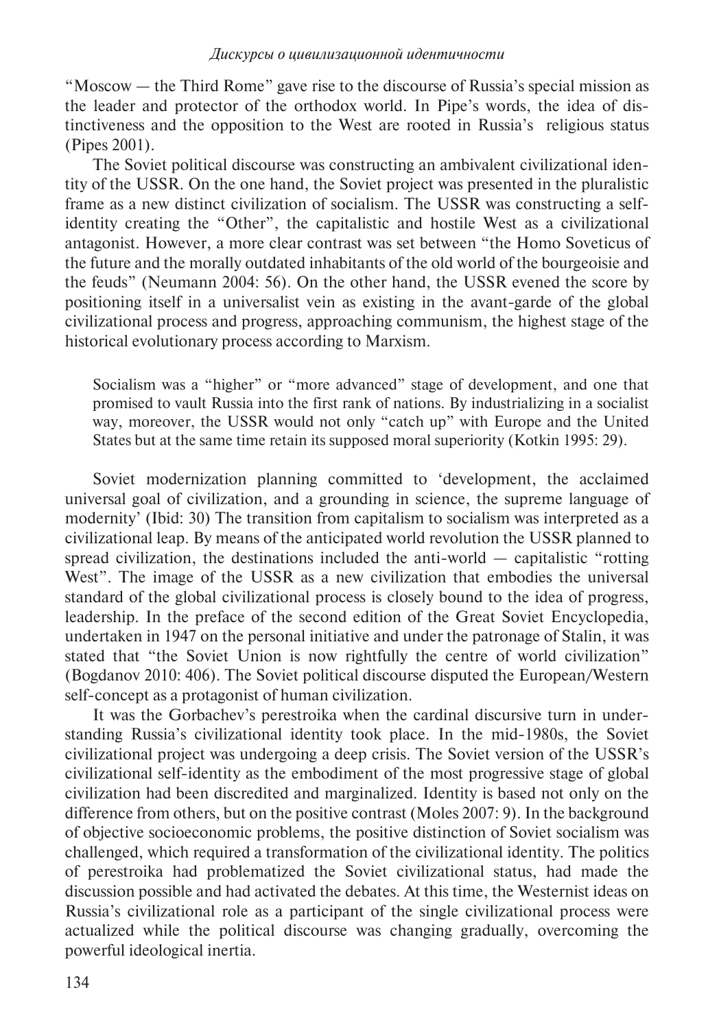"Moscow — the Third Rome" gave rise to the discourse of Russia's special mission as the leader and protector of the orthodox world. In Pipe's words, the idea of distinctiveness and the opposition to the West are rooted in Russia's religious status (Pipes 2001).

The Soviet political discourse was constructing an ambivalent civilizational identity of the USSR. On the one hand, the Soviet project was presented in the pluralistic frame as a new distinct civilization of socialism. The USSR was constructing a self-identity creating the "Other", the capitalistic and hostile West as a civilizational antagonist. However, a more clear contrast was set between "the Homo Soveticus of the future and the morally outdated inhabitants of the old world of the bourgeoisie and the feuds" (Neumann 2004: 56). On the other hand, the USSR evened the score by positioning itself in a universalist vein as existing in the avant-garde of the global civilizational process and progress, approaching communism, the highest stage of the historical evolutionary process according to Marxism.

> Socialism was a "higher" or "more advanced" stage of development, and one that promised to vault Russia into the first rank of nations. By industrializing in a socialist way, moreover, the USSR would not only "catch up" with Europe and the United States but at the same time retain its supposed moral superiority (Kotkin 1995: 29).

Soviet modernization planning committed to 'development, the acclaimed universal goal of civilization, and a grounding in science, the supreme language of modernity' (Ibid: 30) The transition from capitalism to socialism was interpreted as a civilizational leap. By means of the anticipated world revolution the USSR planned to spread civilization, the destinations included the anti-world — capitalistic "rotting West". The image of the USSR as a new civilization that embodies the universal standard of the global civilizational process is closely bound to the idea of progress, leadership. In the preface of the second edition of the Great Soviet Encyclopedia, undertaken in 1947 on the personal initiative and under the patronage of Stalin, it was stated that "the Soviet Union is now rightfully the centre of world civilization" (Bogdanov 2010: 406). The Soviet political discourse disputed the European/Western self-concept as a protagonist of human civilization.

It was the Gorbachev's perestroika when the cardinal discursive turn in understanding Russia's civilizational identity took place. In the mid-1980s, the Soviet civilizational project was undergoing a deep crisis. The Soviet version of the USSR's civilizational self-identity as the embodiment of the most progressive stage of global civilization had been discredited and marginalized. Identity is based not only on the difference from others, but on the positive contrast (Moles 2007: 9). In the background of objective socioeconomic problems, the positive distinction of Soviet socialism was challenged, which required a transformation of the civilizational identity. The politics of perestroika had problematized the Soviet civilizational status, had made the discussion possible and had activated the debates. At this time, the Westernist ideas on Russia's civilizational role as a participant of the single civilizational process were actualized while the political discourse was changing gradually, overcoming the powerful ideological inertia.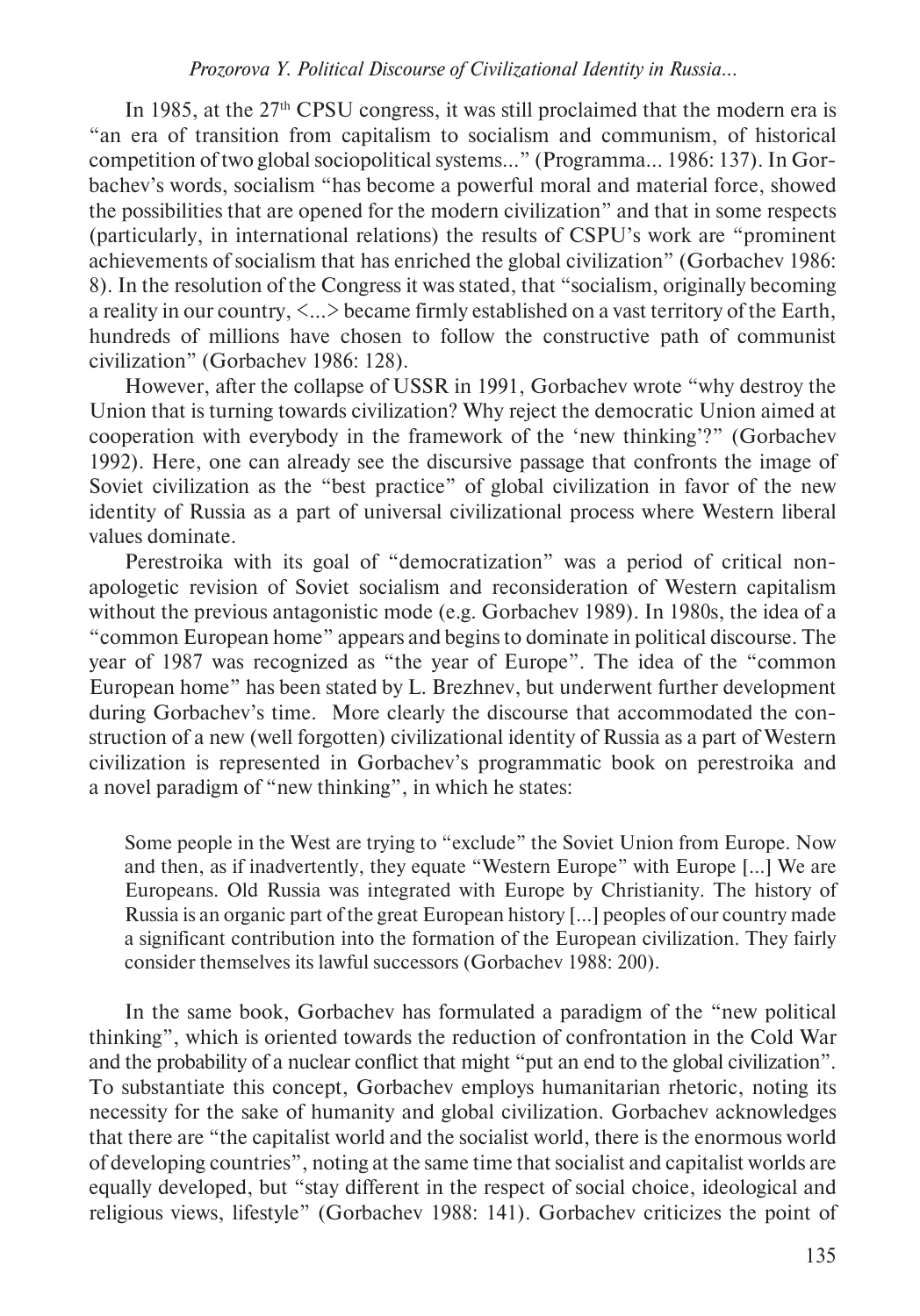In 1985, at the 27th CPSU congress, it was still proclaimed that the modern era is "an era of transition from capitalism to socialism and communism, of historical competition of two global sociopolitical systems..." (Programma... 1986: 137). In Gorbachev's words, socialism "has become a powerful moral and material force, showed the possibilities that are opened for the modern civilization" and that in some respects (particularly, in international relations) the results of CSPU's work are "prominent achievements of socialism that has enriched the global civilization" (Gorbachev 1986: 8). In the resolution of the Congress it was stated, that "socialism, originally becoming a reality in our country, <...> became firmly established on a vast territory of the Earth, hundreds of millions have chosen to follow the constructive path of communist civilization" (Gorbachev 1986: 128).

However, after the collapse of USSR in 1991, Gorbachev wrote "why destroy the Union that is turning towards civilization? Why reject the democratic Union aimed at cooperation with everybody in the framework of the 'new thinking'?" (Gorbachev 1992). Here, one can already see the discursive passage that confronts the image of Soviet civilization as the "best practice" of global civilization in favor of the new identity of Russia as a part of universal civilizational process where Western liberal values dominate.

Perestroika with its goal of "democratization" was a period of critical non-apologetic revision of Soviet socialism and reconsideration of Western capitalism without the previous antagonistic mode (e.g. Gorbachev 1989). In 1980s, the idea of a "common European home" appears and begins to dominate in political discourse. The year of 1987 was recognized as "the year of Europe". The idea of the "common European home" has been stated by L. Brezhnev, but underwent further development during Gorbachev's time. More clearly the discourse that accommodated the construction of a new (well forgotten) civilizational identity of Russia as a part of Western civilization is represented in Gorbachev's programmatic book on perestroika and a novel paradigm of "new thinking", in which he states:

> Some people in the West are trying to "exclude" the Soviet Union from Europe. Now and then, as if inadvertently, they equate "Western Europe" with Europe [...] We are Europeans. Old Russia was integrated with Europe by Christianity. The history of Russia is an organic part of the great European history [...] peoples of our country made a significant contribution into the formation of the European civilization. They fairly consider themselves its lawful successors (Gorbachev 1988: 200).

In the same book, Gorbachev has formulated a paradigm of the "new political thinking", which is oriented towards the reduction of confrontation in the Cold War and the probability of a nuclear conflict that might "put an end to the global civilization". To substantiate this concept, Gorbachev employs humanitarian rhetoric, noting its necessity for the sake of humanity and global civilization. Gorbachev acknowledges that there are "the capitalist world and the socialist world, there is the enormous world of developing countries", noting at the same time that socialist and capitalist worlds are equally developed, but "stay different in the respect of social choice, ideological and religious views, lifestyle" (Gorbachev 1988: 141). Gorbachev criticizes the point of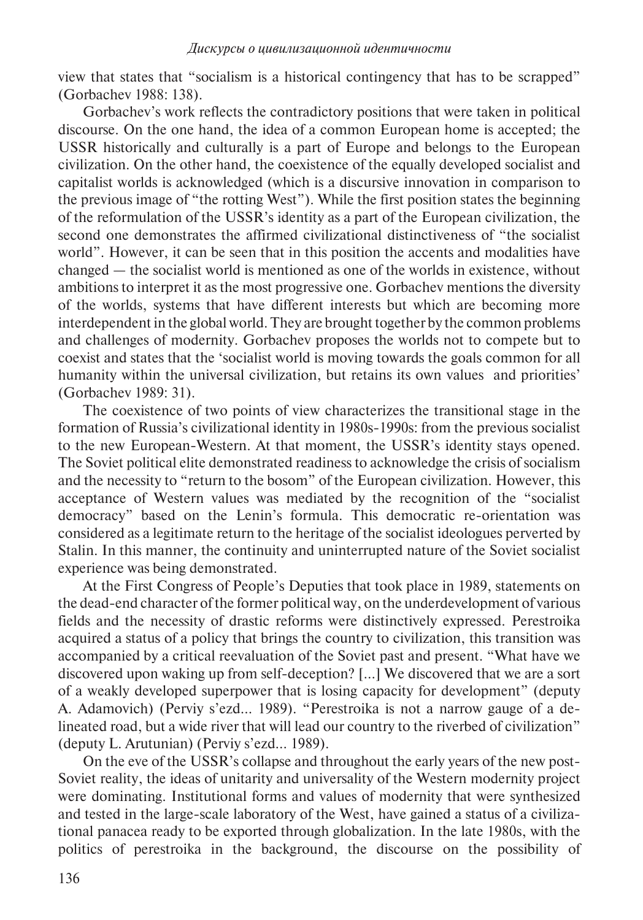view that states that "socialism is a historical contingency that has to be scrapped" (Gorbachev 1988: 138).

Gorbachev's work reflects the contradictory positions that were taken in political discourse. On the one hand, the idea of a common European home is accepted; the USSR historically and culturally is a part of Europe and belongs to the European civilization. On the other hand, the coexistence of the equally developed socialist and capitalist worlds is acknowledged (which is a discursive innovation in comparison to the previous image of "the rotting West"). While the first position states the beginning of the reformulation of the USSR's identity as a part of the European civilization, the second one demonstrates the affirmed civilizational distinctiveness of "the socialist world". However, it can be seen that in this position the accents and modalities have changed — the socialist world is mentioned as one of the worlds in existence, without ambitions to interpret it as the most progressive one. Gorbachev mentions the diversity of the worlds, systems that have different interests but which are becoming more interdependent in the global world. They are brought together by the common problems and challenges of modernity. Gorbachev proposes the worlds not to compete but to coexist and states that the 'socialist world is moving towards the goals common for all humanity within the universal civilization, but retains its own values and priorities' (Gorbachev 1989: 31).

The coexistence of two points of view characterizes the transitional stage in the formation of Russia's civilizational identity in 1980s-1990s: from the previous socialist to the new European-Western. At that moment, the USSR's identity stays opened. The Soviet political elite demonstrated readiness to acknowledge the crisis of socialism and the necessity to "return to the bosom" of the European civilization. However, this acceptance of Western values was mediated by the recognition of the "socialist democracy" based on the Lenin's formula. This democratic re-orientation was considered as a legitimate return to the heritage of the socialist ideologues perverted by Stalin. In this manner, the continuity and uninterrupted nature of the Soviet socialist experience was being demonstrated.

At the First Congress of People's Deputies that took place in 1989, statements on the dead-end character of the former political way, on the underdevelopment of various fields and the necessity of drastic reforms were distinctively expressed. Perestroika acquired a status of a policy that brings the country to civilization, this transition was accompanied by a critical reevaluation of the Soviet past and present. "What have we discovered upon waking up from self-deception? [...] We discovered that we are a sort of a weakly developed superpower that is losing capacity for development" (deputy A. Adamovich) (Perviy s'ezd... 1989). "Perestroika is not a narrow gauge of a delineated road, but a wide river that will lead our country to the riverbed of civilization" (deputy L. Arutunian) (Perviy s'ezd... 1989).

On the eve of the USSR's collapse and throughout the early years of the new post-Soviet reality, the ideas of unitarity and universality of the Western modernity project were dominating. Institutional forms and values of modernity that were synthesized and tested in the large-scale laboratory of the West, have gained a status of a civilizational panacea ready to be exported through globalization. In the late 1980s, with the politics of perestroika in the background, the discourse on the possibility of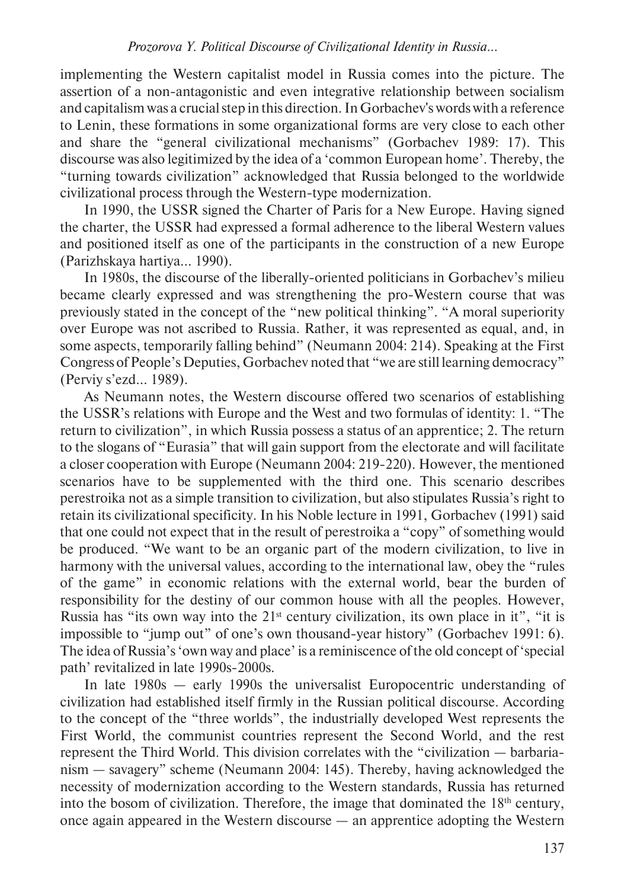implementing the Western capitalist model in Russia comes into the picture. The assertion of a non-antagonistic and even integrative relationship between socialism and capitalism was a crucial step in this direction. In Gorbachev's words with a reference to Lenin, these formations in some organizational forms are very close to each other and share the "general civilizational mechanisms" (Gorbachev 1989: 17). This discourse was also legitimized by the idea of a 'common European home'. Thereby, the "turning towards civilization" acknowledged that Russia belonged to the worldwide civilizational process through the Western-type modernization.

In 1990, the USSR signed the Charter of Paris for a New Europe. Having signed the charter, the USSR had expressed a formal adherence to the liberal Western values and positioned itself as one of the participants in the construction of a new Europe (Parizhskaya hartiya... 1990).

In 1980s, the discourse of the liberally-oriented politicians in Gorbachev's milieu became clearly expressed and was strengthening the pro-Western course that was previously stated in the concept of the "new political thinking". "A moral superiority over Europe was not ascribed to Russia. Rather, it was represented as equal, and, in some aspects, temporarily falling behind" (Neumann 2004: 214). Speaking at the First Congress of People's Deputies, Gorbachev noted that "we are still learning democracy" (Perviy s'ezd... 1989).

As Neumann notes, the Western discourse offered two scenarios of establishing the USSR's relations with Europe and the West and two formulas of identity: 1. "The return to civilization", in which Russia possess a status of an apprentice; 2. The return to the slogans of "Eurasia" that will gain support from the electorate and will facilitate a closer cooperation with Europe (Neumann 2004: 219-220). However, the mentioned scenarios have to be supplemented with the third one. This scenario describes perestroika not as a simple transition to civilization, but also stipulates Russia's right to retain its civilizational specificity. In his Noble lecture in 1991, Gorbachev (1991) said that one could not expect that in the result of perestroika a "copy" of something would be produced. "We want to be an organic part of the modern civilization, to live in harmony with the universal values, according to the international law, obey the "rules of the game" in economic relations with the external world, bear the burden of responsibility for the destiny of our common house with all the peoples. However, Russia has "its own way into the 21st century civilization, its own place in it", "it is impossible to "jump out" of one's own thousand-year history" (Gorbachev 1991: 6). The idea of Russia's 'own way and place' is a reminiscence of the old concept of 'special path' revitalized in late 1990s-2000s.

In late 1980s — early 1990s the universalist Europocentric understanding of civilization had established itself firmly in the Russian political discourse. According to the concept of the "three worlds", the industrially developed West represents the First World, the communist countries represent the Second World, and the rest represent the Third World. This division correlates with the "civilization — barbarianism — savagery" scheme (Neumann 2004: 145). Thereby, having acknowledged the necessity of modernization according to the Western standards, Russia has returned into the bosom of civilization. Therefore, the image that dominated the 18th century, once again appeared in the Western discourse — an apprentice adopting the Western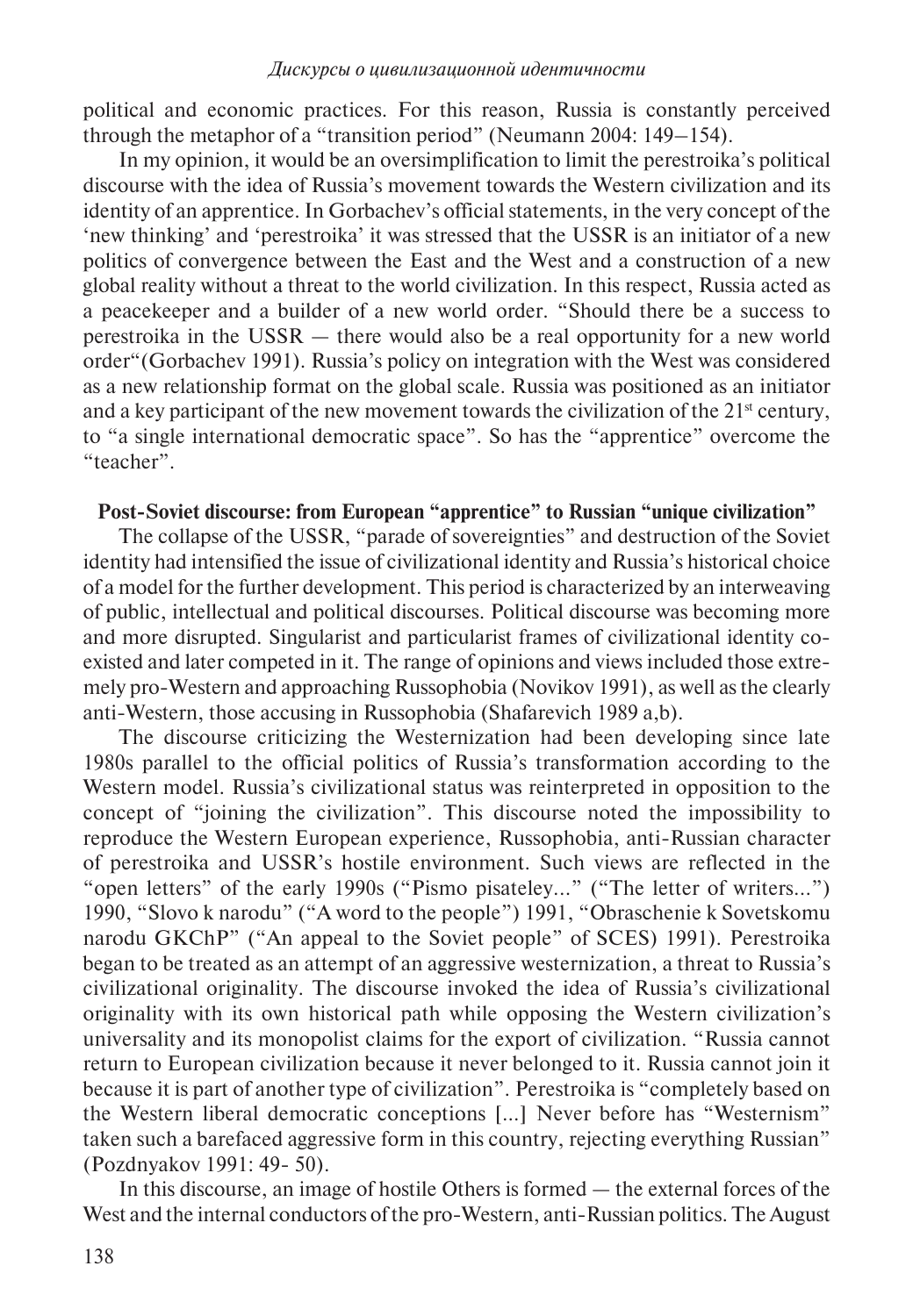political and economic practices. For this reason, Russia is constantly perceived through the metaphor of a "transition period" (Neumann 2004: 149–154).

In my opinion, it would be an oversimplification to limit the perestroika's political discourse with the idea of Russia's movement towards the Western civilization and its identity of an apprentice. In Gorbachev's official statements, in the very concept of the 'new thinking' and 'perestroika' it was stressed that the USSR is an initiator of a new politics of convergence between the East and the West and a construction of a new global reality without a threat to the world civilization. In this respect, Russia acted as a peacekeeper and a builder of a new world order. "Should there be a success to perestroika in the USSR — there would also be a real opportunity for a new world order"(Gorbachev 1991). Russia's policy on integration with the West was considered as a new relationship format on the global scale. Russia was positioned as an initiator and a key participant of the new movement towards the civilization of the 21st century, to "a single international democratic space". So has the "apprentice" overcome the "teacher".

**Post-Soviet discourse: from European "apprentice" to Russian "unique civilization"**

The collapse of the USSR, "parade of sovereignties" and destruction of the Soviet identity had intensified the issue of civilizational identity and Russia's historical choice of a model for the further development. This period is characterized by an interweaving of public, intellectual and political discourses. Political discourse was becoming more and more disrupted. Singularist and particularist frames of civilizational identity co-existed and later competed in it. The range of opinions and views included those extremely pro-Western and approaching Russophobia (Novikov 1991), as well as the clearly anti-Western, those accusing in Russophobia (Shafarevich 1989 a,b).

The discourse criticizing the Westernization had been developing since late 1980s parallel to the official politics of Russia's transformation according to the Western model. Russia's civilizational status was reinterpreted in opposition to the concept of "joining the civilization". This discourse noted the impossibility to reproduce the Western European experience, Russophobia, anti-Russian character of perestroika and USSR's hostile environment. Such views are reflected in the "open letters" of the early 1990s ("Pismo pisateley..." ("The letter of writers...") 1990, "Slovo k narodu" ("A word to the people") 1991, "Obraschenie k Sovetskomu narodu GKChP" ("An appeal to the Soviet people" of SCES) 1991). Perestroika began to be treated as an attempt of an aggressive westernization, a threat to Russia's civilizational originality. The discourse invoked the idea of Russia's civilizational originality with its own historical path while opposing the Western civilization's universality and its monopolist claims for the export of civilization. "Russia cannot return to European civilization because it never belonged to it. Russia cannot join it because it is part of another type of civilization". Perestroika is "completely based on the Western liberal democratic conceptions [...] Never before has "Westernism" taken such a barefaced aggressive form in this country, rejecting everything Russian" (Pozdnyakov 1991: 49- 50).

In this discourse, an image of hostile Others is formed — the external forces of the West and the internal conductors of the pro-Western, anti-Russian politics. The August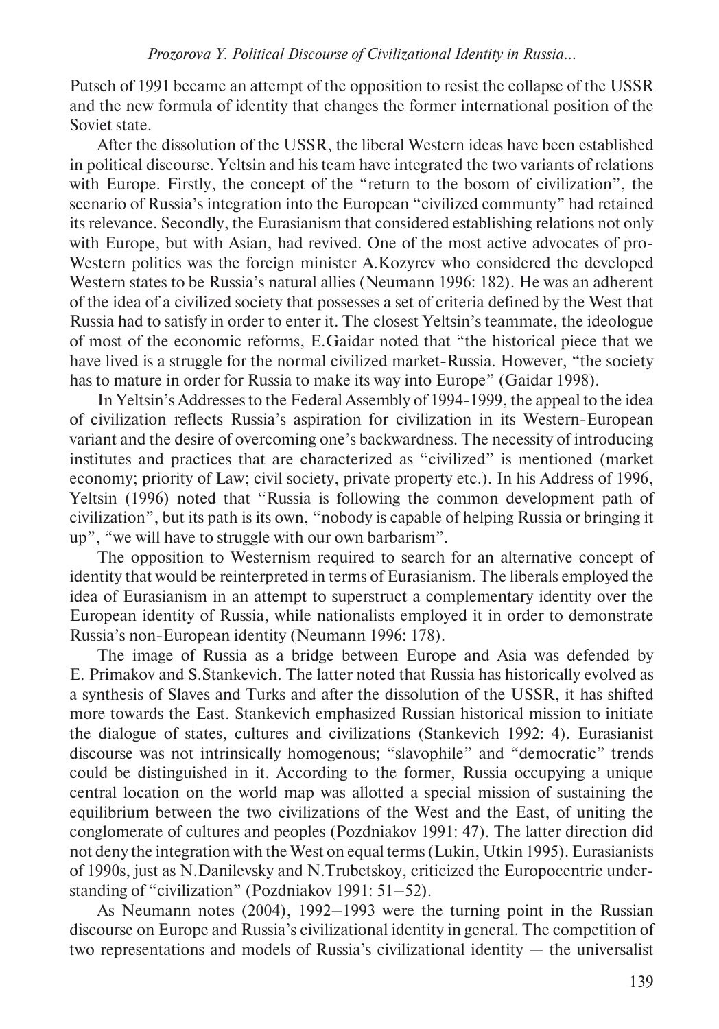Putsch of 1991 became an attempt of the opposition to resist the collapse of the USSR and the new formula of identity that changes the former international position of the Soviet state.

After the dissolution of the USSR, the liberal Western ideas have been established in political discourse. Yeltsin and his team have integrated the two variants of relations with Europe. Firstly, the concept of the "return to the bosom of civilization", the scenario of Russia's integration into the European "civilized communty" had retained its relevance. Secondly, the Eurasianism that considered establishing relations not only with Europe, but with Asian, had revived. One of the most active advocates of pro-Western politics was the foreign minister A.Kozyrev who considered the developed Western states to be Russia's natural allies (Neumann 1996: 182). He was an adherent of the idea of a civilized society that possesses a set of criteria defined by the West that Russia had to satisfy in order to enter it. The closest Yeltsin's teammate, the ideologue of most of the economic reforms, E.Gaidar noted that "the historical piece that we have lived is a struggle for the normal civilized market-Russia. However, "the society has to mature in order for Russia to make its way into Europe" (Gaidar 1998).

In Yeltsin's Addresses to the Federal Assembly of 1994-1999, the appeal to the idea of civilization reflects Russia's aspiration for civilization in its Western-European variant and the desire of overcoming one's backwardness. The necessity of introducing institutes and practices that are characterized as "civilized" is mentioned (market economy; priority of Law; civil society, private property etc.). In his Address of 1996, Yeltsin (1996) noted that "Russia is following the common development path of civilization", but its path is its own, "nobody is capable of helping Russia or bringing it up", "we will have to struggle with our own barbarism".

The opposition to Westernism required to search for an alternative concept of identity that would be reinterpreted in terms of Eurasianism. The liberals employed the idea of Eurasianism in an attempt to superstruct a complementary identity over the European identity of Russia, while nationalists employed it in order to demonstrate Russia's non-European identity (Neumann 1996: 178).

The image of Russia as a bridge between Europe and Asia was defended by E. Primakov and S.Stankevich. The latter noted that Russia has historically evolved as a synthesis of Slaves and Turks and after the dissolution of the USSR, it has shifted more towards the East. Stankevich emphasized Russian historical mission to initiate the dialogue of states, cultures and civilizations (Stankevich 1992: 4). Eurasianist discourse was not intrinsically homogenous; "slavophile" and "democratic" trends could be distinguished in it. According to the former, Russia occupying a unique central location on the world map was allotted a special mission of sustaining the equilibrium between the two civilizations of the West and the East, of uniting the conglomerate of cultures and peoples (Pozdniakov 1991: 47). The latter direction did not deny the integration with the West on equal terms (Lukin, Utkin 1995). Eurasianists of 1990s, just as N.Danilevsky and N.Trubetskoy, criticized the Europocentric understanding of "civilization" (Pozdniakov 1991: 51—52).

As Neumann notes (2004), 1992—1993 were the turning point in the Russian discourse on Europe and Russia's civilizational identity in general. The competition of two representations and models of Russia's civilizational identity — the universalist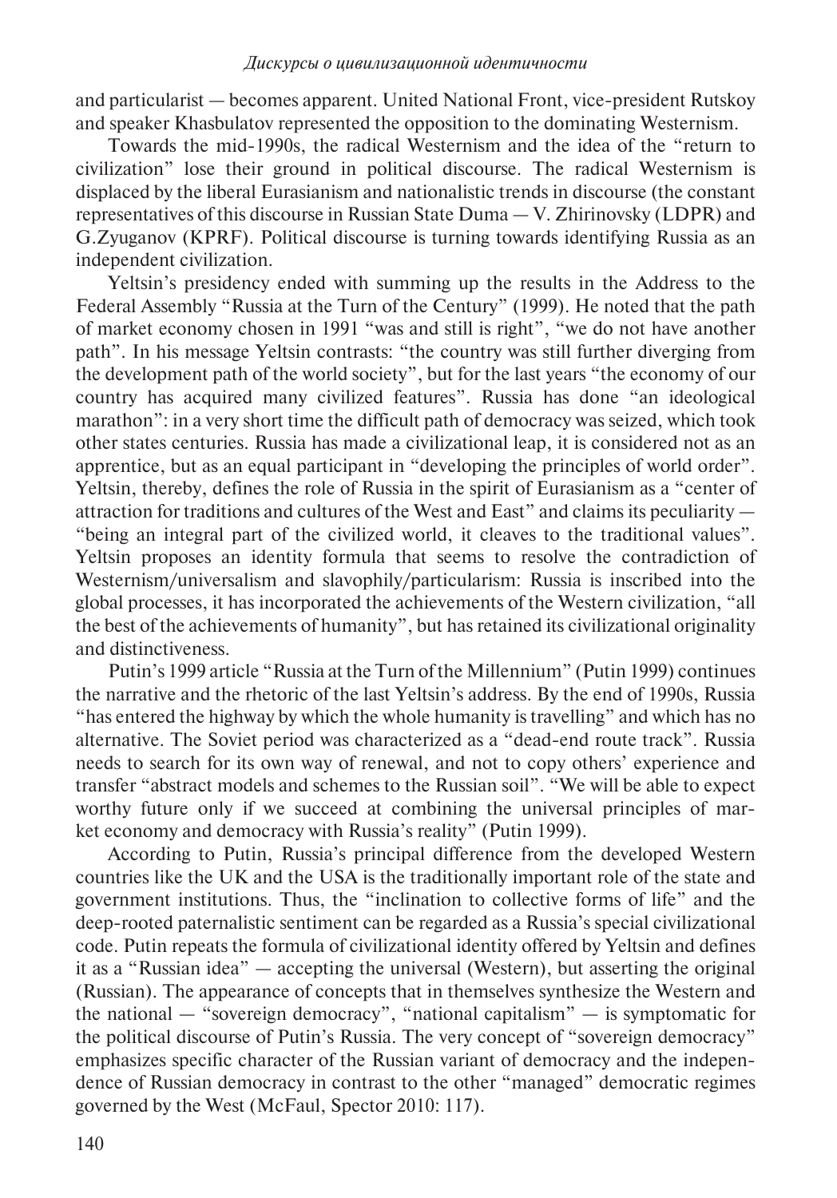and particularist — becomes apparent. United National Front, vice-president Rutskoy and speaker Khasbulatov represented the opposition to the dominating Westernism.

Towards the mid-1990s, the radical Westernism and the idea of the "return to civilization" lose their ground in political discourse. The radical Westernism is displaced by the liberal Eurasianism and nationalistic trends in discourse (the constant representatives of this discourse in Russian State Duma — V. Zhirinovsky (LDPR) and G.Zyuganov (KPRF). Political discourse is turning towards identifying Russia as an independent civilization.

Yeltsin's presidency ended with summing up the results in the Address to the Federal Assembly "Russia at the Turn of the Century" (1999). He noted that the path of market economy chosen in 1991 "was and still is right", "we do not have another path". In his message Yeltsin contrasts: "the country was still further diverging from the development path of the world society", but for the last years "the economy of our country has acquired many civilized features". Russia has done "an ideological marathon": in a very short time the difficult path of democracy was seized, which took other states centuries. Russia has made a civilizational leap, it is considered not as an apprentice, but as an equal participant in "developing the principles of world order". Yeltsin, thereby, defines the role of Russia in the spirit of Eurasianism as a "center of attraction for traditions and cultures of the West and East" and claims its peculiarity — "being an integral part of the civilized world, it cleaves to the traditional values". Yeltsin proposes an identity formula that seems to resolve the contradiction of Westernism/universalism and slavophily/particularism: Russia is inscribed into the global processes, it has incorporated the achievements of the Western civilization, "all the best of the achievements of humanity", but has retained its civilizational originality and distinctiveness.

Putin's 1999 article "Russia at the Turn of the Millennium" (Putin 1999) continues the narrative and the rhetoric of the last Yeltsin's address. By the end of 1990s, Russia "has entered the highway by which the whole humanity is travelling" and which has no alternative. The Soviet period was characterized as a "dead-end route track". Russia needs to search for its own way of renewal, and not to copy others' experience and transfer "abstract models and schemes to the Russian soil". "We will be able to expect worthy future only if we succeed at combining the universal principles of market economy and democracy with Russia's reality" (Putin 1999).

According to Putin, Russia's principal difference from the developed Western countries like the UK and the USA is the traditionally important role of the state and government institutions. Thus, the "inclination to collective forms of life" and the deep-rooted paternalistic sentiment can be regarded as a Russia's special civilizational code. Putin repeats the formula of civilizational identity offered by Yeltsin and defines it as a "Russian idea" — accepting the universal (Western), but asserting the original (Russian). The appearance of concepts that in themselves synthesize the Western and the national — "sovereign democracy", "national capitalism" — is symptomatic for the political discourse of Putin's Russia. The very concept of "sovereign democracy" emphasizes specific character of the Russian variant of democracy and the independence of Russian democracy in contrast to the other "managed" democratic regimes governed by the West (McFaul, Spector 2010: 117).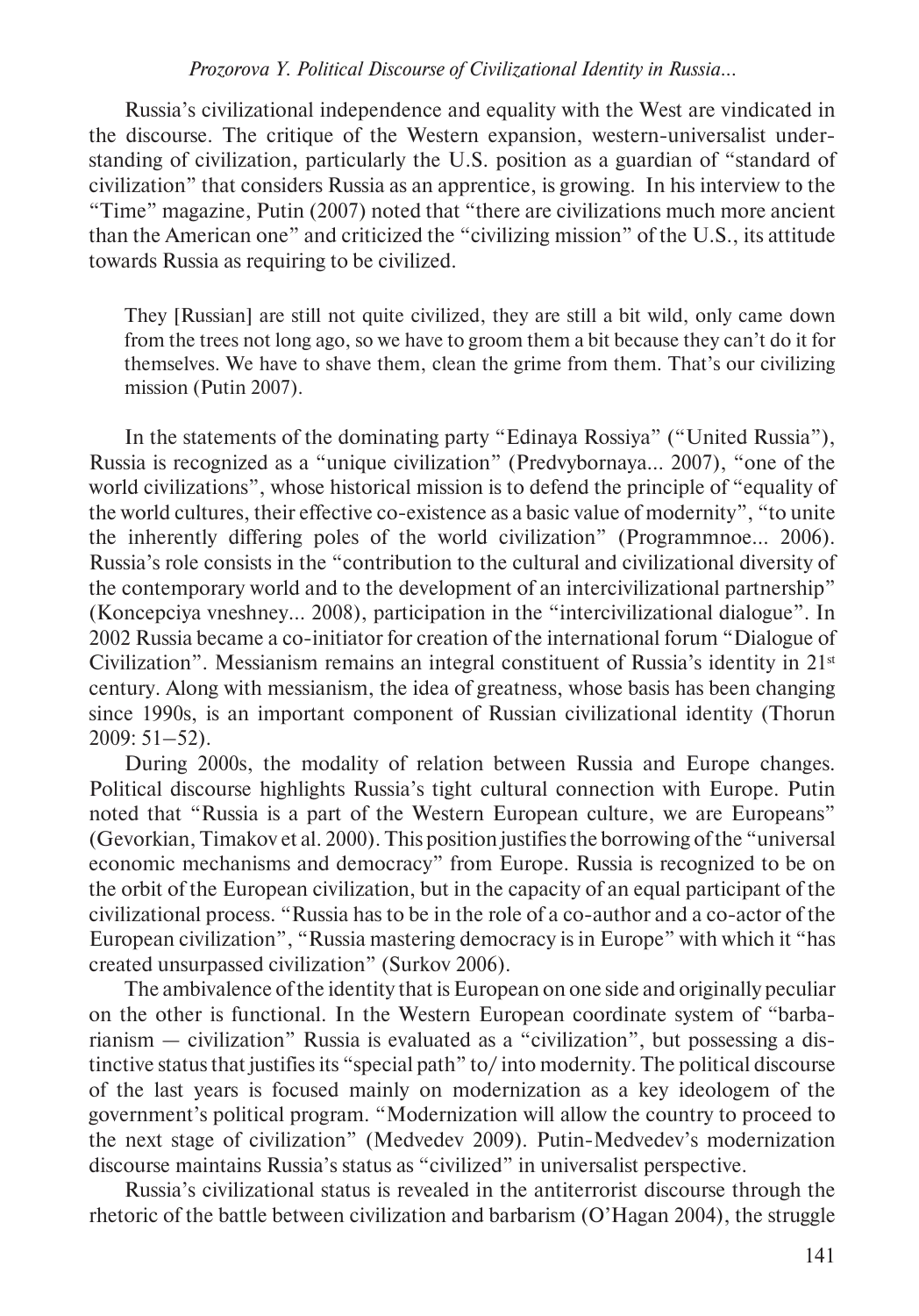Russia's civilizational independence and equality with the West are vindicated in the discourse. The critique of the Western expansion, western-universalist understanding of civilization, particularly the U.S. position as a guardian of "standard of civilization" that considers Russia as an apprentice, is growing. In his interview to the "Time" magazine, Putin (2007) noted that "there are civilizations much more ancient than the American one" and criticized the "civilizing mission" of the U.S., its attitude towards Russia as requiring to be civilized.

> They [Russian] are still not quite civilized, they are still a bit wild, only came down from the trees not long ago, so we have to groom them a bit because they can't do it for themselves. We have to shave them, clean the grime from them. That's our civilizing mission (Putin 2007).

In the statements of the dominating party "Edinaya Rossiya" ("United Russia"), Russia is recognized as a "unique civilization" (Predvybornaya... 2007), "one of the world civilizations", whose historical mission is to defend the principle of "equality of the world cultures, their effective co-existence as a basic value of modernity", "to unite the inherently differing poles of the world civilization" (Programmnoe... 2006). Russia's role consists in the "contribution to the cultural and civilizational diversity of the contemporary world and to the development of an intercivilizational partnership" (Koncepciya vneshney... 2008), participation in the "intercivilizational dialogue". In 2002 Russia became a co-initiator for creation of the international forum "Dialogue of Civilization". Messianism remains an integral constituent of Russia's identity in 21st century. Along with messianism, the idea of greatness, whose basis has been changing since 1990s, is an important component of Russian civilizational identity (Thorun 2009: 51–52).

During 2000s, the modality of relation between Russia and Europe changes. Political discourse highlights Russia's tight cultural connection with Europe. Putin noted that "Russia is a part of the Western European culture, we are Europeans" (Gevorkian, Timakov et al. 2000). This position justifies the borrowing of the "universal economic mechanisms and democracy" from Europe. Russia is recognized to be on the orbit of the European civilization, but in the capacity of an equal participant of the civilizational process. "Russia has to be in the role of a co-author and a co-actor of the European civilization", "Russia mastering democracy is in Europe" with which it "has created unsurpassed civilization" (Surkov 2006).

The ambivalence of the identity that is European on one side and originally peculiar on the other is functional. In the Western European coordinate system of "barbarianism — civilization" Russia is evaluated as a "civilization", but possessing a distinctive status that justifies its "special path" to/ into modernity. The political discourse of the last years is focused mainly on modernization as a key ideologem of the government's political program. "Modernization will allow the country to proceed to the next stage of civilization" (Medvedev 2009). Putin-Medvedev's modernization discourse maintains Russia's status as "civilized" in universalist perspective.

Russia's civilizational status is revealed in the antiterrorist discourse through the rhetoric of the battle between civilization and barbarism (O'Hagan 2004), the struggle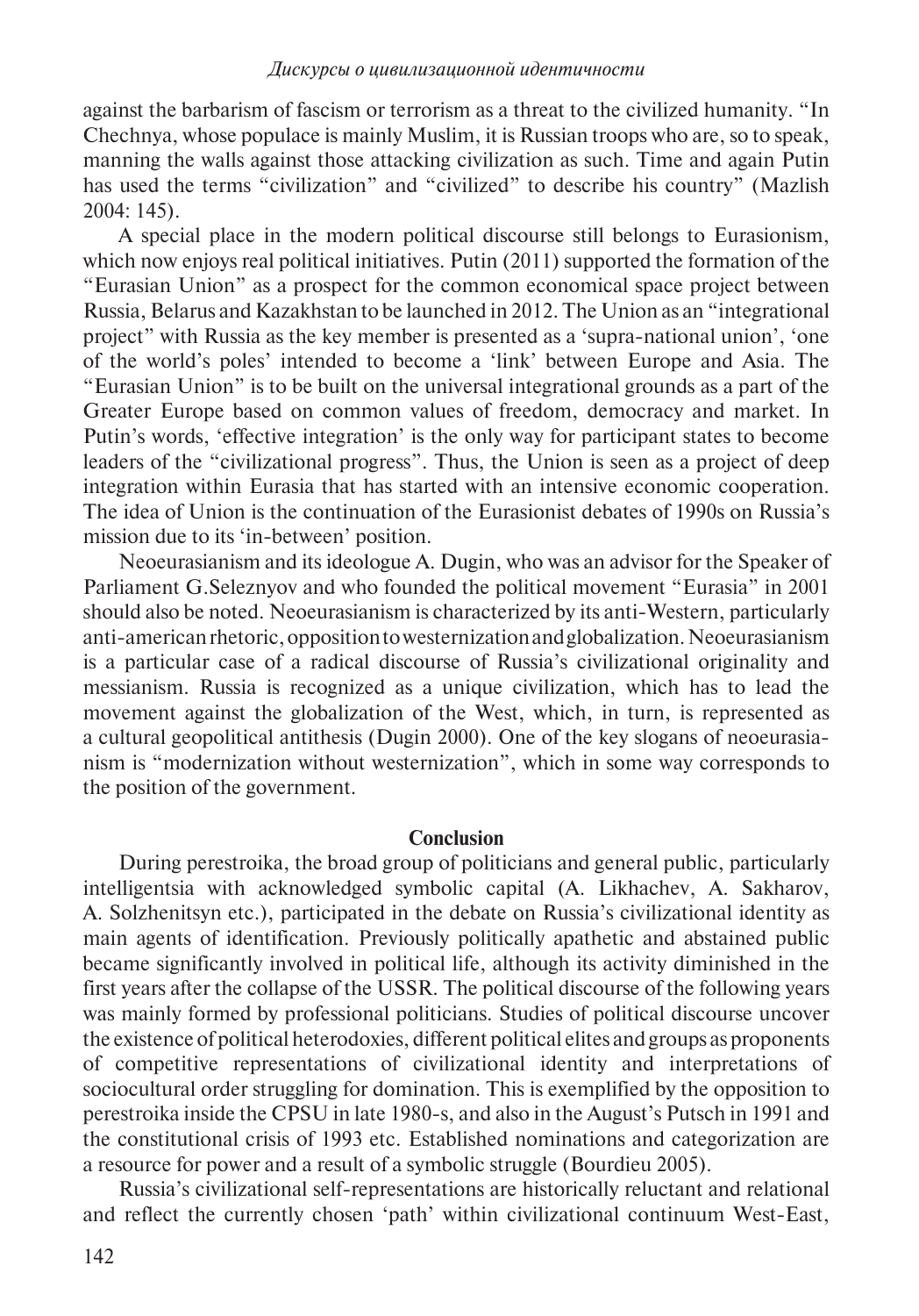against the barbarism of fascism or terrorism as a threat to the civilized humanity. "In Chechnya, whose populace is mainly Muslim, it is Russian troops who are, so to speak, manning the walls against those attacking civilization as such. Time and again Putin has used the terms "civilization" and "civilized" to describe his country" (Mazlish 2004: 145).

A special place in the modern political discourse still belongs to Eurasionism, which now enjoys real political initiatives. Putin (2011) supported the formation of the "Eurasian Union" as a prospect for the common economical space project between Russia, Belarus and Kazakhstan to be launched in 2012. The Union as an "integrational project" with Russia as the key member is presented as a 'supra-national union', 'one of the world's poles' intended to become a 'link' between Europe and Asia. The "Eurasian Union" is to be built on the universal integrational grounds as a part of the Greater Europe based on common values of freedom, democracy and market. In Putin's words, 'effective integration' is the only way for participant states to become leaders of the "civilizational progress". Thus, the Union is seen as a project of deep integration within Eurasia that has started with an intensive economic cooperation. The idea of Union is the continuation of the Eurasionist debates of 1990s on Russia's mission due to its 'in-between' position.

Neoeurasianism and its ideologue A. Dugin, who was an advisor for the Speaker of Parliament G.Seleznyov and who founded the political movement "Eurasia" in 2001 should also be noted. Neoeurasianism is characterized by its anti-Western, particularly anti-american rhetoric, opposition to westernization and globalization. Neoeurasianism is a particular case of a radical discourse of Russia's civilizational originality and messianism. Russia is recognized as a unique civilization, which has to lead the movement against the globalization of the West, which, in turn, is represented as a cultural geopolitical antithesis (Dugin 2000). One of the key slogans of neoeurasianism is "modernization without westernization", which in some way corresponds to the position of the government.

## Conclusion

During perestroika, the broad group of politicians and general public, particularly intelligentsia with acknowledged symbolic capital (A. Likhachev, A. Sakharov, A. Solzhenitsyn etc.), participated in the debate on Russia's civilizational identity as main agents of identification. Previously politically apathetic and abstained public became significantly involved in political life, although its activity diminished in the first years after the collapse of the USSR. The political discourse of the following years was mainly formed by professional politicians. Studies of political discourse uncover the existence of political heterodoxies, different political elites and groups as proponents of competitive representations of civilizational identity and interpretations of sociocultural order struggling for domination. This is exemplified by the opposition to perestroika inside the CPSU in late 1980-s, and also in the August's Putsch in 1991 and the constitutional crisis of 1993 etc. Established nominations and categorization are a resource for power and a result of a symbolic struggle (Bourdieu 2005).

Russia's civilizational self-representations are historically reluctant and relational and reflect the currently chosen 'path' within civilizational continuum West-East,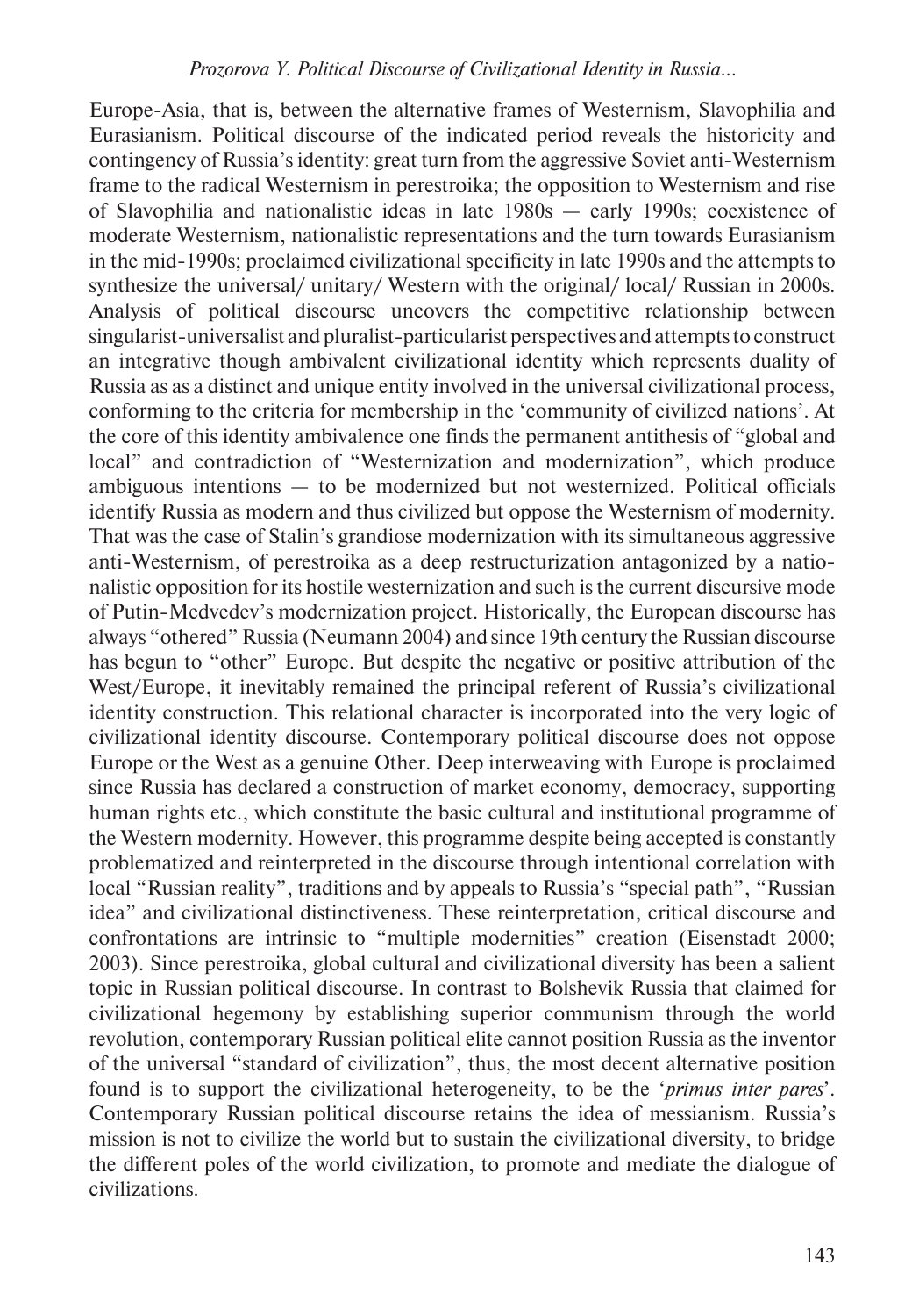Europe-Asia, that is, between the alternative frames of Westernism, Slavophilia and Eurasianism. Political discourse of the indicated period reveals the historicity and contingency of Russia's identity: great turn from the aggressive Soviet anti-Westernism frame to the radical Westernism in perestroika; the opposition to Westernism and rise of Slavophilia and nationalistic ideas in late 1980s — early 1990s; coexistence of moderate Westernism, nationalistic representations and the turn towards Eurasianism in the mid-1990s; proclaimed civilizational specificity in late 1990s and the attempts to synthesize the universal/ unitary/ Western with the original/ local/ Russian in 2000s. Analysis of political discourse uncovers the competitive relationship between singularist-universalist and pluralist-particularist perspectives and attempts to construct an integrative though ambivalent civilizational identity which represents duality of Russia as as a distinct and unique entity involved in the universal civilizational process, conforming to the criteria for membership in the 'community of civilized nations'. At the core of this identity ambivalence one finds the permanent antithesis of "global and local" and contradiction of "Westernization and modernization", which produce ambiguous intentions — to be modernized but not westernized. Political officials identify Russia as modern and thus civilized but oppose the Westernism of modernity. That was the case of Stalin's grandiose modernization with its simultaneous aggressive anti-Westernism, of perestroika as a deep restructurization antagonized by a nationalistic opposition for its hostile westernization and such is the current discursive mode of Putin-Medvedev's modernization project. Historically, the European discourse has always "othered" Russia (Neumann 2004) and since 19th century the Russian discourse has begun to "other" Europe. But despite the negative or positive attribution of the West/Europe, it inevitably remained the principal referent of Russia's civilizational identity construction. This relational character is incorporated into the very logic of civilizational identity discourse. Contemporary political discourse does not oppose Europe or the West as a genuine Other. Deep interweaving with Europe is proclaimed since Russia has declared a construction of market economy, democracy, supporting human rights etc., which constitute the basic cultural and institutional programme of the Western modernity. However, this programme despite being accepted is constantly problematized and reinterpreted in the discourse through intentional correlation with local "Russian reality", traditions and by appeals to Russia's "special path", "Russian idea" and civilizational distinctiveness. These reinterpretation, critical discourse and confrontations are intrinsic to "multiple modernities" creation (Eisenstadt 2000; 2003). Since perestroika, global cultural and civilizational diversity has been a salient topic in Russian political discourse. In contrast to Bolshevik Russia that claimed for civilizational hegemony by establishing superior communism through the world revolution, contemporary Russian political elite cannot position Russia as the inventor of the universal "standard of civilization", thus, the most decent alternative position found is to support the civilizational heterogeneity, to be the '*primus inter pares*'. Contemporary Russian political discourse retains the idea of messianism. Russia's mission is not to civilize the world but to sustain the civilizational diversity, to bridge the different poles of the world civilization, to promote and mediate the dialogue of civilizations.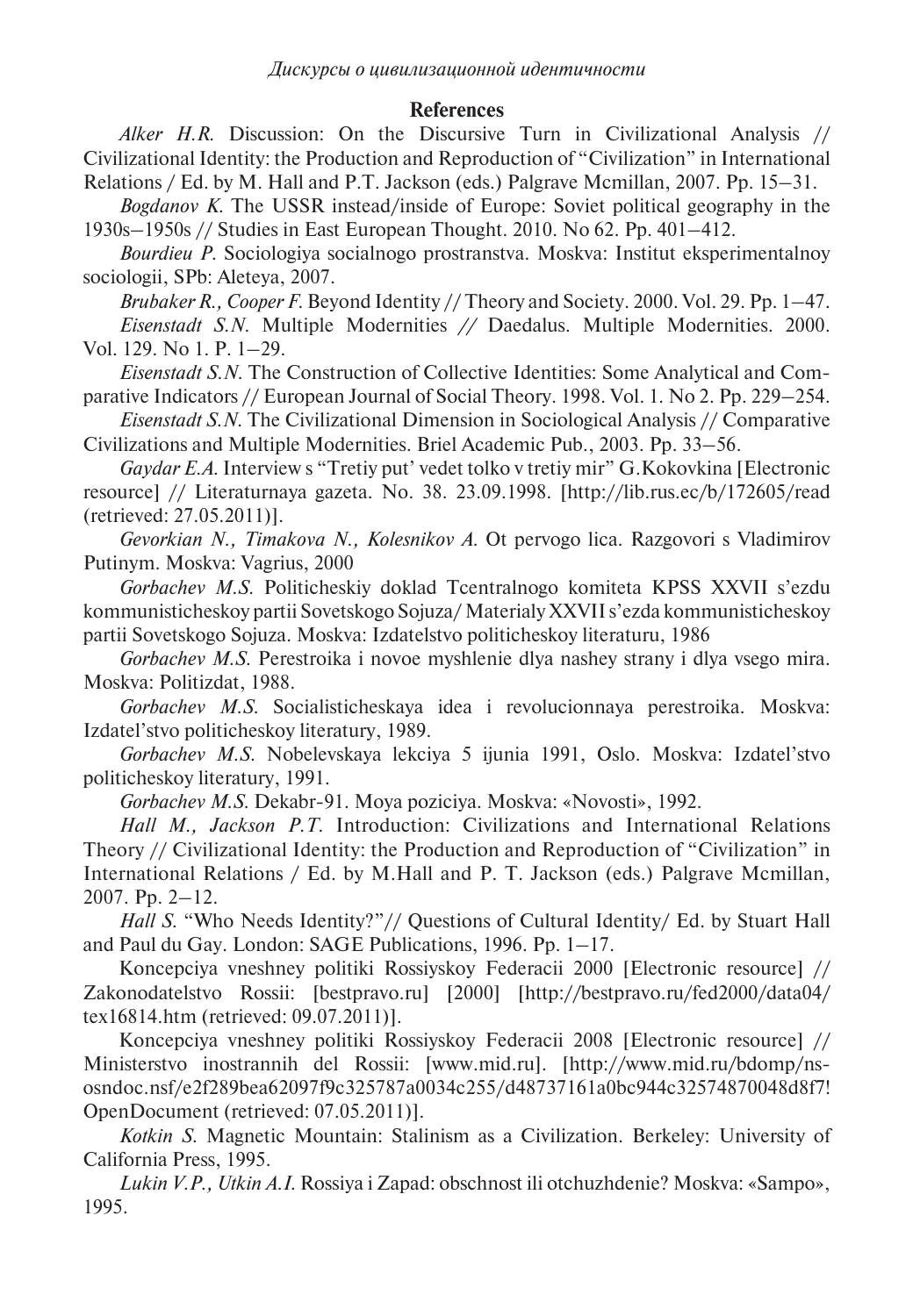## References

*Alker H.R.* Discussion: On the Discursive Turn in Civilizational Analysis // Civilizational Identity: the Production and Reproduction of "Civilization" in International Relations / Ed. by M. Hall and P.T. Jackson (eds.) Palgrave Mcmillan, 2007. Pp. 15–31.

*Bogdanov K.* The USSR instead/inside of Europe: Soviet political geography in the 1930s–1950s // Studies in East European Thought. 2010. No 62. Pp. 401–412.

*Bourdieu P.* Sociologiya socialnogo prostranstva. Moskva: Institut eksperimentalnoy sociologii, SPb: Aleteya, 2007.

*Brubaker R., Cooper F.* Beyond Identity // Theory and Society. 2000. Vol. 29. Pp. 1–47.

*Eisenstadt S.N.* Multiple Modernities // Daedalus. Multiple Modernities. 2000. Vol. 129. No 1. P. 1–29.

*Eisenstadt S.N.* The Construction of Collective Identities: Some Analytical and Comparative Indicators // European Journal of Social Theory. 1998. Vol. 1. No 2. Pp. 229–254.

*Eisenstadt S.N.* The Civilizational Dimension in Sociological Analysis // Comparative Civilizations and Multiple Modernities. Briel Academic Pub., 2003. Pp. 33–56.

*Gaydar E.A.* Interview s "Tretiy put' vedet tolko v tretiy mir" G.Kokovkina [Electronic resource] // Literaturnaya gazeta. No. 38. 23.09.1998. [http://lib.rus.ec/b/172605/read (retrieved: 27.05.2011)].

*Gevorkian N., Timakova N., Kolesnikov A.* Ot pervogo lica. Razgovori s Vladimirov Putinym. Moskva: Vagrius, 2000

*Gorbachev M.S.* Politicheskiy doklad Tcentralnogo komiteta KPSS XXVII s'ezdu kommunisticheskoy partii Sovetskogo Sojuza/ Materialy XXVII s'ezda kommunisticheskoy partii Sovetskogo Sojuza. Moskva: Izdatelstvo politicheskoy literaturu, 1986

*Gorbachev M.S.* Perestroika i novoe myshlenie dlya nashey strany i dlya vsego mira. Moskva: Politizdat, 1988.

*Gorbachev M.S.* Socialisticheskaya idea i revolucionnaya perestroika. Moskva: Izdatel'stvo politicheskoy literatury, 1989.

*Gorbachev M.S.* Nobelevskaya lekciya 5 ijunia 1991, Oslo. Moskva: Izdatel'stvo politicheskoy literatury, 1991.

*Gorbachev M.S.* Dekabr-91. Moya poziciya. Moskva: «Novosti», 1992.

*Hall M., Jackson P.T.* Introduction: Civilizations and International Relations Theory // Civilizational Identity: the Production and Reproduction of "Civilization" in International Relations / Ed. by M.Hall and P. T. Jackson (eds.) Palgrave Mcmillan, 2007. Pp. 2–12.

*Hall S.* "Who Needs Identity?"// Questions of Cultural Identity/ Ed. by Stuart Hall and Paul du Gay. London: SAGE Publications, 1996. Pp. 1–17.

Koncepciya vneshney politiki Rossiyskoy Federacii 2000 [Electronic resource] // Zakonodatelstvo Rossii: [bestpravo.ru] [2000] [http://bestpravo.ru/fed2000/data04/tex16814.htm (retrieved: 09.07.2011)].

Koncepciya vneshney politiki Rossiyskoy Federacii 2008 [Electronic resource] // Ministerstvo inostrannih del Rossii: [www.mid.ru]. [http://www.mid.ru/bdomp/ns-osndoc.nsf/e2f289bea62097f9c325787a0034c255/d48737161a0bc944c32574870048d8f7!OpenDocument (retrieved: 07.05.2011)].

*Kotkin S.* Magnetic Mountain: Stalinism as a Civilization. Berkeley: University of California Press, 1995.

*Lukin V.P., Utkin A.I.* Rossiya i Zapad: obschnost ili otchuzhdenie? Moskva: «Sampo», 1995.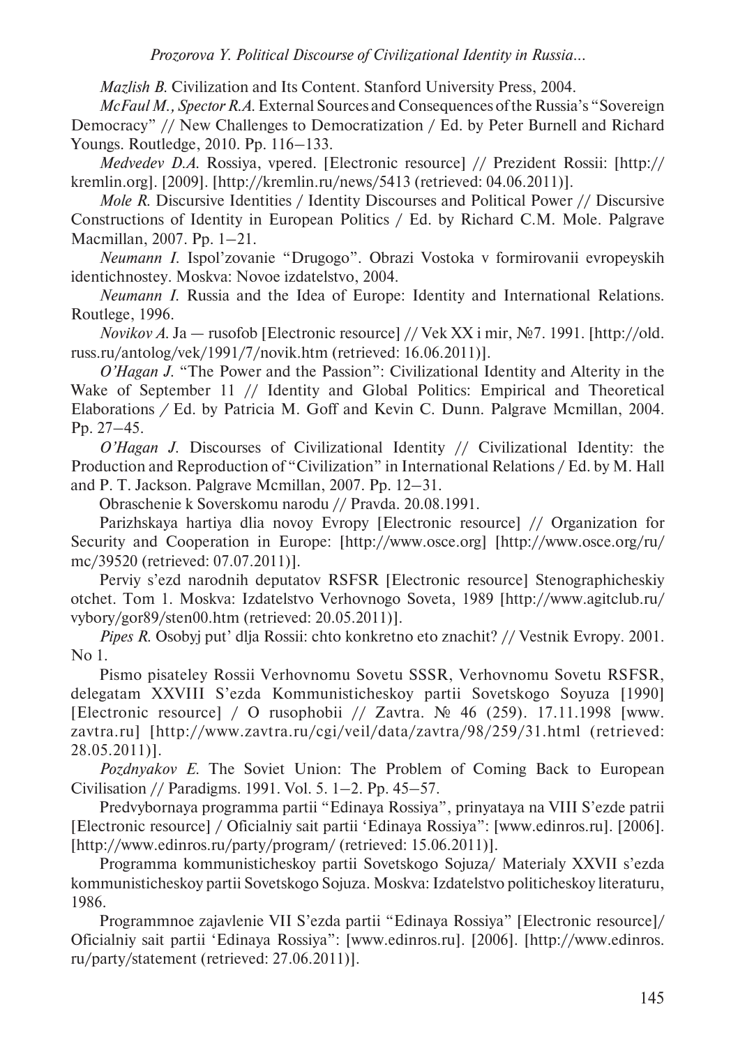*Mazlish B.* Civilization and Its Content. Stanford University Press, 2004.

*McFaul M., Spector R.A.* External Sources and Consequences of the Russia's "Sovereign Democracy" // New Challenges to Democratization / Ed. by Peter Burnell and Richard Youngs. Routledge, 2010. Pp. 116–133.

*Medvedev D.A.* Rossiya, vpered. [Electronic resource] // Prezident Rossii: [http://kremlin.org]. [2009]. [http://kremlin.ru/news/5413 (retrieved: 04.06.2011)].

*Mole R.* Discursive Identities / Identity Discourses and Political Power // Discursive Constructions of Identity in European Politics / Ed. by Richard C.M. Mole. Palgrave Macmillan, 2007. Pp. 1–21.

*Neumann I.* Ispol'zovanie "Drugogo". Obrazi Vostoka v formirovanii evropeyskih identichnostey. Moskva: Novoe izdatelstvo, 2004.

*Neumann I.* Russia and the Idea of Europe: Identity and International Relations. Routlege, 1996.

*Novikov A.* Ja — rusofob [Electronic resource] // Vek XX i mir, №7. 1991. [http://old.russ.ru/antolog/vek/1991/7/novik.htm (retrieved: 16.06.2011)].

*O'Hagan J.* "The Power and the Passion": Civilizational Identity and Alterity in the Wake of September 11 // Identity and Global Politics: Empirical and Theoretical Elaborations / Ed. by Patricia M. Goff and Kevin C. Dunn. Palgrave Mcmillan, 2004. Pp. 27–45.

*O'Hagan J.* Discourses of Civilizational Identity // Civilizational Identity: the Production and Reproduction of "Civilization" in International Relations / Ed. by M. Hall and P. T. Jackson. Palgrave Mcmillan, 2007. Pp. 12–31.

Obraschenie k Soverskomu narodu // Pravda. 20.08.1991.

Parizhskaya hartiya dlia novoy Evropy [Electronic resource] // Organization for Security and Cooperation in Europe: [http://www.osce.org] [http://www.osce.org/ru/mc/39520 (retrieved: 07.07.2011)].

Perviy s'ezd narodnih deputatov RSFSR [Electronic resource] Stenographicheskiy otchet. Tom 1. Moskva: Izdatelstvo Verhovnogo Soveta, 1989 [http://www.agitclub.ru/vybory/gor89/sten00.htm (retrieved: 20.05.2011)].

*Pipes R.* Osobyj put' dlja Rossii: chto konkretno eto znachit? // Vestnik Evropy. 2001. No 1.

Pismo pisateley Rossii Verhovnomu Sovetu SSSR, Verhovnomu Sovetu RSFSR, delegatam XXVIII S'ezda Kommunisticheskoy partii Sovetskogo Soyuza [1990] [Electronic resource] / O rusophobii // Zavtra. № 46 (259). 17.11.1998 [www.zavtra.ru] [http://www.zavtra.ru/cgi/veil/data/zavtra/98/259/31.html (retrieved: 28.05.2011)].

*Pozdnyakov E.* The Soviet Union: The Problem of Coming Back to European Civilisation // Paradigms. 1991. Vol. 5. 1–2. Pp. 45–57.

Predvybornaya programma partii "Edinaya Rossiya", prinyataya na VIII S'ezde patrii [Electronic resource] / Oficialniy sait partii 'Edinaya Rossiya": [www.edinros.ru]. [2006]. [http://www.edinros.ru/party/program/ (retrieved: 15.06.2011)].

Programma kommunisticheskoy partii Sovetskogo Sojuza/ Materialy XXVII s'ezda kommunisticheskoy partii Sovetskogo Sojuza. Moskva: Izdatelstvo politicheskoy literaturu, 1986.

Programmnoe zajavlenie VII S'ezda partii "Edinaya Rossiya" [Electronic resource]/ Oficialniy sait partii 'Edinaya Rossiya": [www.edinros.ru]. [2006]. [http://www.edinros.ru/party/statement (retrieved: 27.06.2011)].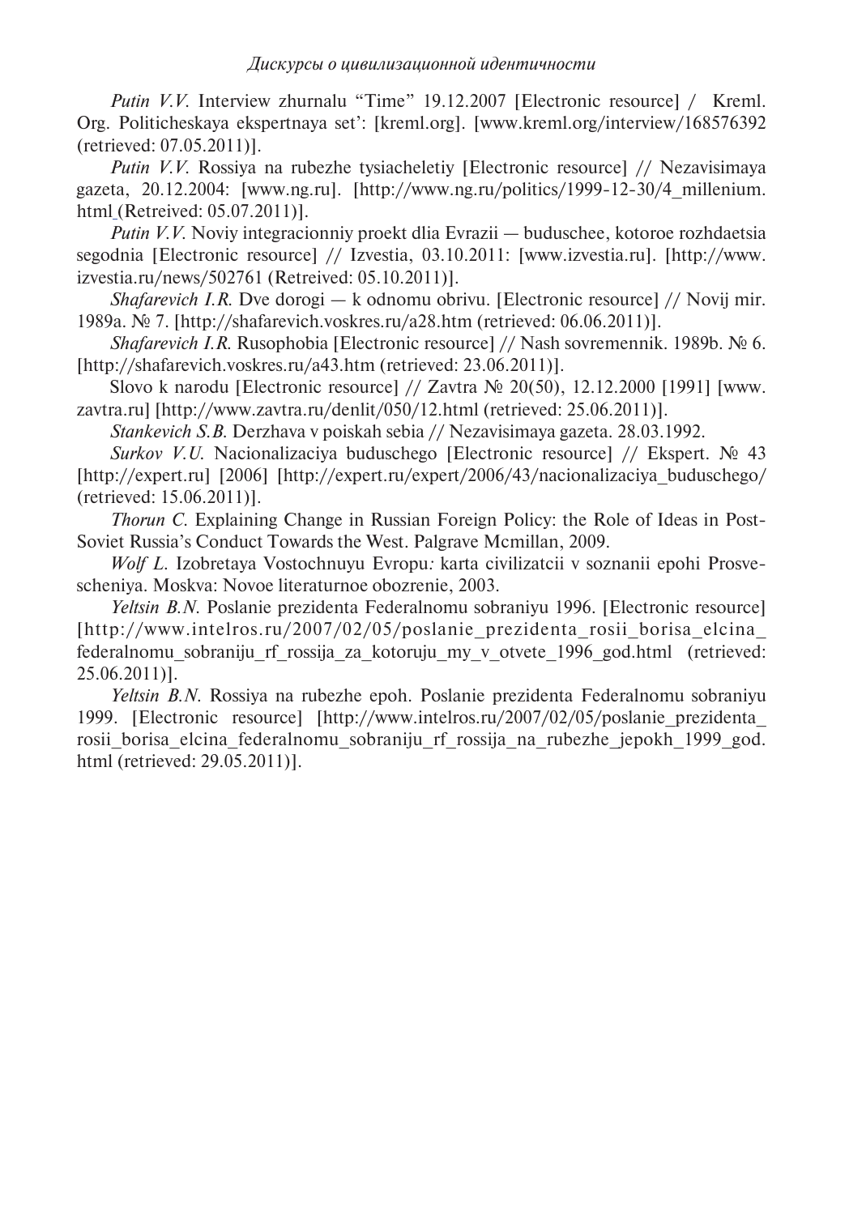*Putin V.V.* Interview zhurnalu “Time” 19.12.2007 [Electronic resource] / Kreml. Org. Politicheskaya ekspertnaya set’: [kreml.org]. [www.kreml.org/interview/168576392 (retrieved: 07.05.2011)].

*Putin V.V.* Rossiya na rubezhe tysiacheletiy [Electronic resource] // Nezavisimaya gazeta, 20.12.2004: [www.ng.ru]. [http://www.ng.ru/politics/1999-12-30/4_millenium.html (Retreived: 05.07.2011)].

*Putin V.V.* Noviy integracionniy proekt dlia Evrazii — buduschee, kotoroe rozhdaetsia segodnia [Electronic resource] // Izvestia, 03.10.2011: [www.izvestia.ru]. [http://www.izvestia.ru/news/502761 (Retreived: 05.10.2011)].

*Shafarevich I.R.* Dve dorogi — k odnomu obrivu. [Electronic resource] // Novij mir. 1989a. № 7. [http://shafarevich.voskres.ru/a28.htm (retrieved: 06.06.2011)].

*Shafarevich I.R.* Rusophobia [Electronic resource] // Nash sovremennik. 1989b. № 6. [http://shafarevich.voskres.ru/a43.htm (retrieved: 23.06.2011)].

Slovo k narodu [Electronic resource] // Zavtra № 20(50), 12.12.2000 [1991] [www.zavtra.ru] [http://www.zavtra.ru/denlit/050/12.html (retrieved: 25.06.2011)].

*Stankevich S.B.* Derzhava v poiskah sebia // Nezavisimaya gazeta. 28.03.1992.

*Surkov V.U.* Nacionalizaciya buduschego [Electronic resource] // Ekspert. № 43 [http://expert.ru] [2006] [http://expert.ru/expert/2006/43/nacionalizaciya_buduschego/ (retrieved: 15.06.2011)].

*Thorun C.* Explaining Change in Russian Foreign Policy: the Role of Ideas in Post-Soviet Russia’s Conduct Towards the West. Palgrave Mcmillan, 2009.

*Wolf L.* Izobretaya Vostochnuyu Evropu: karta civilizatcii v soznanii epohi Prosvescheniya. Moskva: Novoe literaturnoe obozrenie, 2003.

*Yeltsin B.N.* Poslanie prezidenta Federalnomu sobraniyu 1996. [Electronic resource] [http://www.intelros.ru/2007/02/05/poslanie_prezidenta_rosii_borisa_elcina_federalnomu_sobraniju_rf_rossija_za_kotoruju_my_v_otvete_1996_god.html (retrieved: 25.06.2011)].

*Yeltsin B.N.* Rossiya na rubezhe epoh. Poslanie prezidenta Federalnomu sobraniyu 1999. [Electronic resource] [http://www.intelros.ru/2007/02/05/poslanie_prezidenta_rosii_borisa_elcina_federalnomu_sobraniju_rf_rossija_na_rubezhe_jepokh_1999_god.html (retrieved: 29.05.2011)].